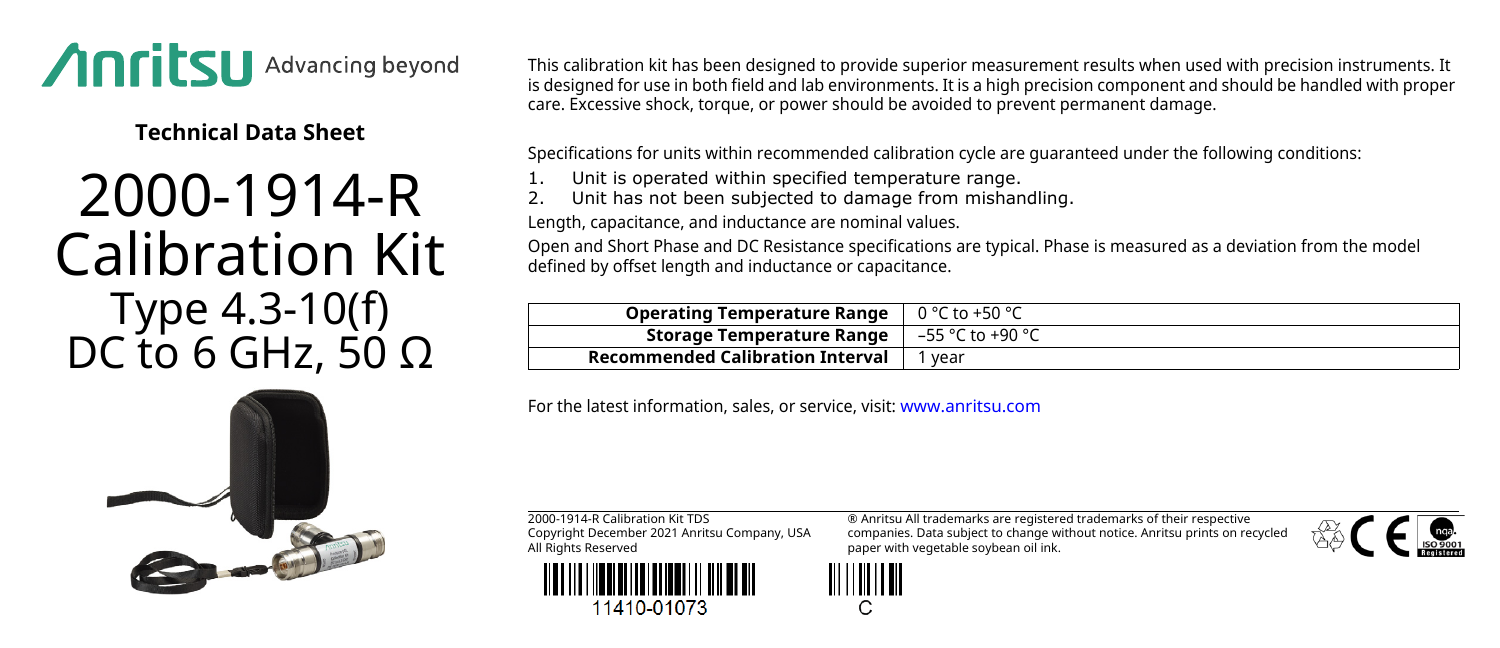**Technical Data Sheet**

# 2000-1914-R Calibration Kit

## Type 4.3-10(f) DC to 6 GHz, 50 Ω

This calibration kit has been designed to provide superior measurement results when used with precision instruments. It is designed for use in both field and lab environments. It is a high precision component and should be handled with proper care. Excessive shock, torque, or power should be avoided to prevent permanent damage.

Specifications for units within recommended calibration cycle are guaranteed under the following conditions:

1. Unit is operated within specified temperature range.
2. Unit has not been subjected to damage from mishandling.

Length, capacitance, and inductance are nominal values.

Open and Short Phase and DC Resistance specifications are typical. Phase is measured as a deviation from the model defined by offset length and inductance or capacitance.

| | |
|---|---|
| **Operating Temperature Range** | 0 °C to +50 °C |
| **Storage Temperature Range** | –55 °C to +90 °C |
| **Recommended Calibration Interval** | 1 year |

For the latest information, sales, or service, visit: www.anritsu.com

2000-1914-R Calibration Kit TDS
Copyright December 2021 Anritsu Company, USA
All Rights Reserved

11410-01073

® Anritsu All trademarks are registered trademarks of their respective companies. Data subject to change without notice. Anritsu prints on recycled paper with vegetable soybean oil ink.

C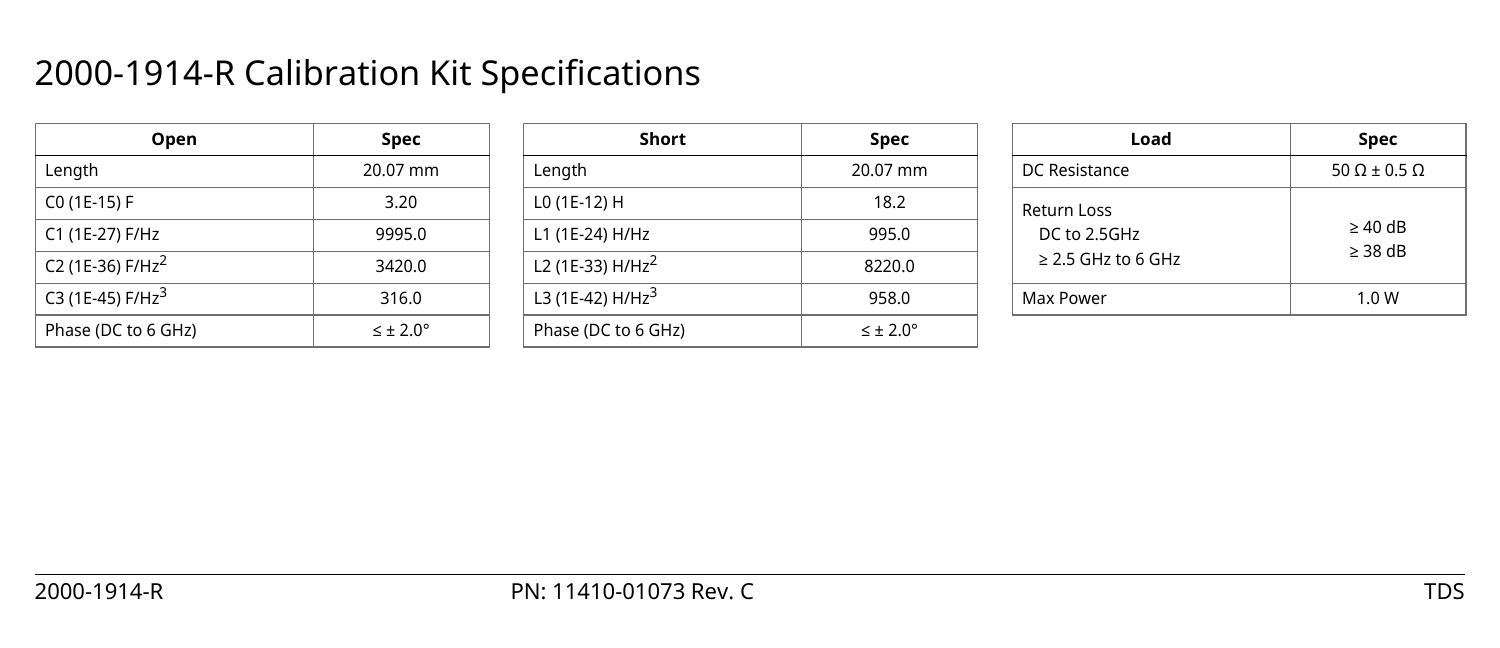# 2000-1914-R Calibration Kit Specifications

| Open | Spec |
|---|---|
| Length | 20.07 mm |
| C0 (1E-15) F | 3.20 |
| C1 (1E-27) F/Hz | 9995.0 |
| C2 (1E-36) F/Hz$^2$ | 3420.0 |
| C3 (1E-45) F/Hz$^3$ | 316.0 |
| Phase (DC to 6 GHz) | ≤ ± 2.0° |

| Short | Spec |
|---|---|
| Length | 20.07 mm |
| L0 (1E-12) H | 18.2 |
| L1 (1E-24) H/Hz | 995.0 |
| L2 (1E-33) H/Hz$^2$ | 8220.0 |
| L3 (1E-42) H/Hz$^3$ | 958.0 |
| Phase (DC to 6 GHz) | ≤ ± 2.0° |

| Load | Spec |
|---|---|
| DC Resistance | 50 Ω ± 0.5 Ω |
| Return Loss<br>DC to 2.5GHz<br>≥ 2.5 GHz to 6 GHz | <br>≥ 40 dB<br>≥ 38 dB |
| Max Power | 1.0 W |

2000-1914-R PN: 11410-01073 Rev. C TDS